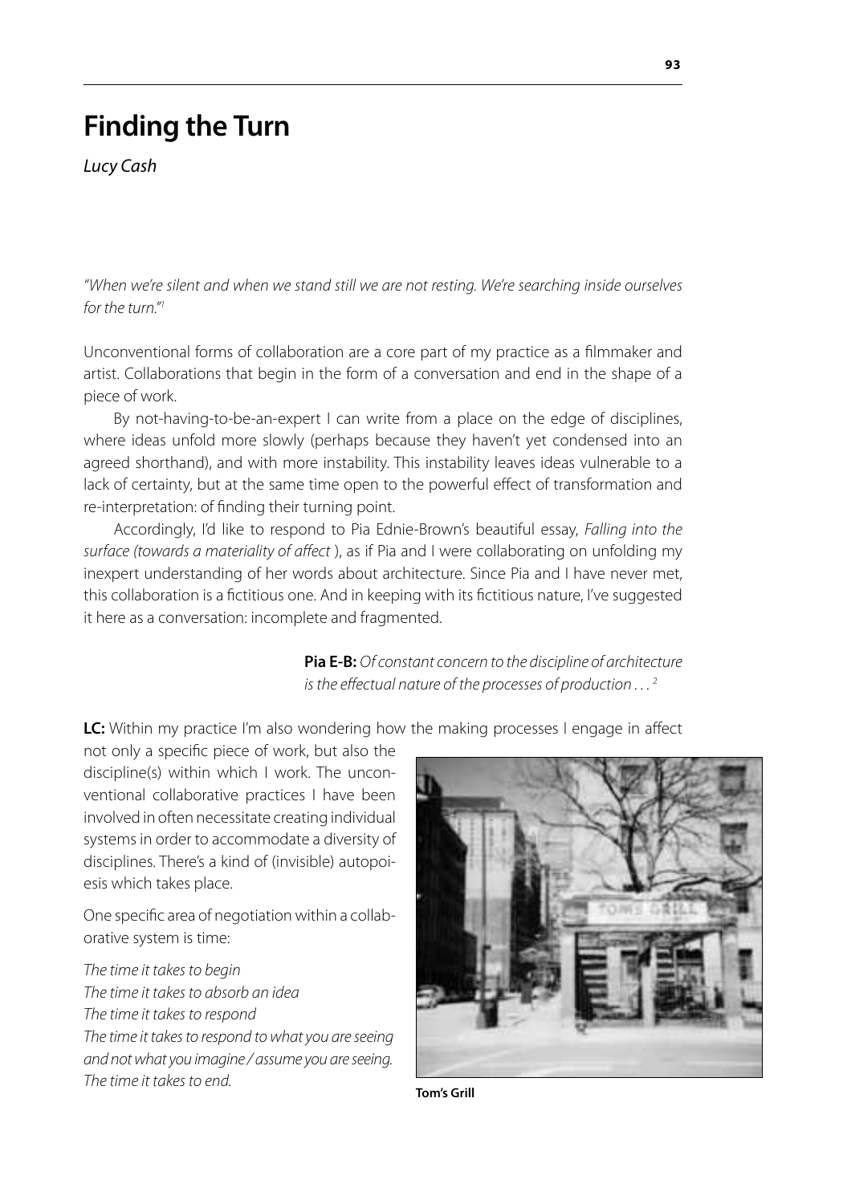# Finding the Turn

*Lucy Cash*

*"When we're silent and when we stand still we are not resting. We're searching inside ourselves for the turn."*[1]

Unconventional forms of collaboration are a core part of my practice as a filmmaker and artist. Collaborations that begin in the form of a conversation and end in the shape of a piece of work.

By not-having-to-be-an-expert I can write from a place on the edge of disciplines, where ideas unfold more slowly (perhaps because they haven't yet condensed into an agreed shorthand), and with more instability. This instability leaves ideas vulnerable to a lack of certainty, but at the same time open to the powerful effect of transformation and re-interpretation: of finding their turning point.

Accordingly, I'd like to respond to Pia Ednie-Brown's beautiful essay, *Falling into the surface (towards a materiality of affect* ), as if Pia and I were collaborating on unfolding my inexpert understanding of her words about architecture. Since Pia and I have never met, this collaboration is a fictitious one. And in keeping with its fictitious nature, I've suggested it here as a conversation: incomplete and fragmented.

> **Pia E-B:** *Of constant concern to the discipline of architecture is the effectual nature of the processes of production . . .* [2]

**LC:** Within my practice I'm also wondering how the making processes I engage in affect not only a specific piece of work, but also the discipline(s) within which I work. The unconventional collaborative practices I have been involved in often necessitate creating individual systems in order to accommodate a diversity of disciplines. There's a kind of (invisible) autopoiesis which takes place.

One specific area of negotiation within a collaborative system is time:

*The time it takes to begin*
*The time it takes to absorb an idea*
*The time it takes to respond*
*The time it takes to respond to what you are seeing and not what you imagine / assume you are seeing.*
*The time it takes to end.*

**Tom's Grill**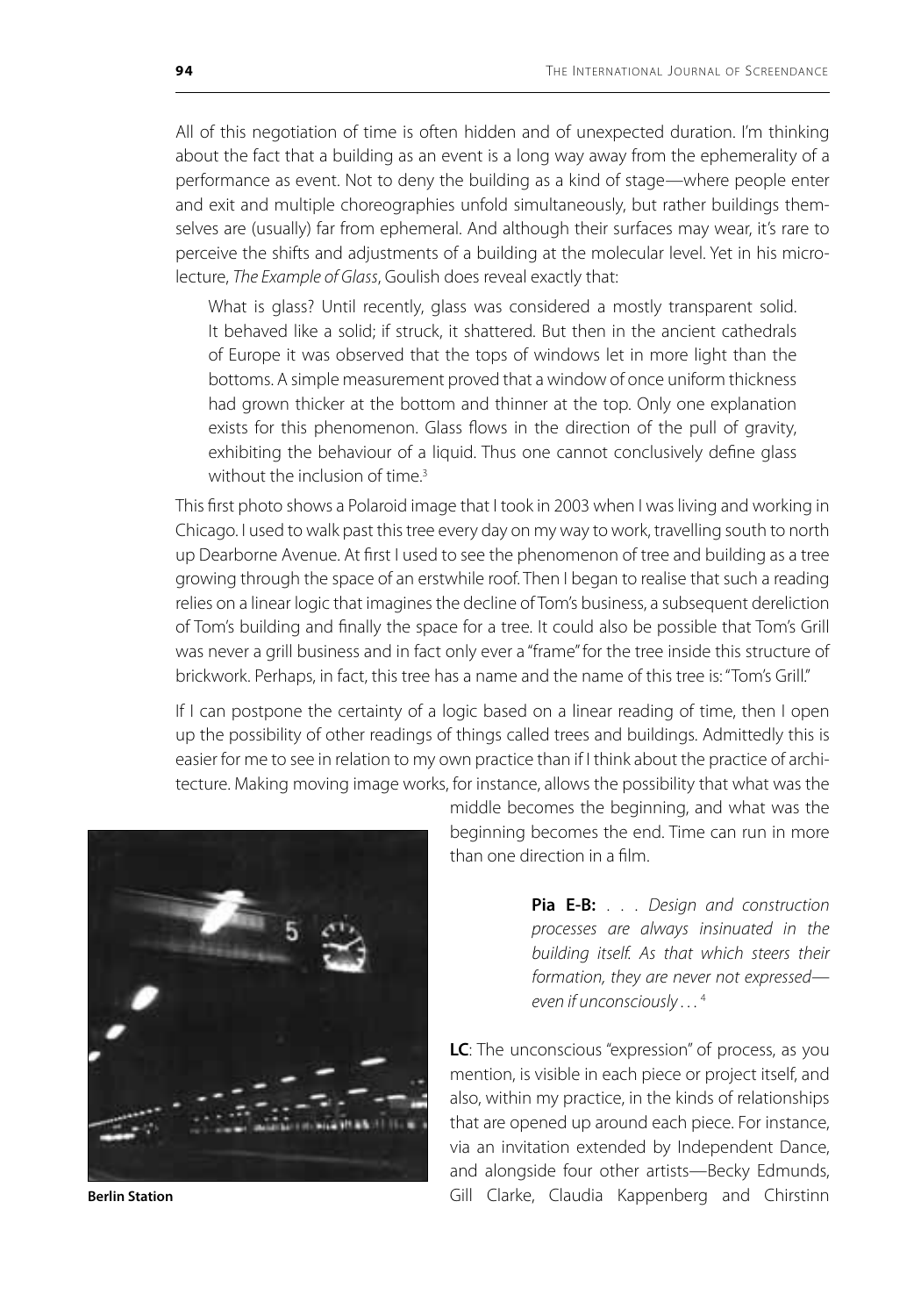All of this negotiation of time is often hidden and of unexpected duration. I'm thinking about the fact that a building as an event is a long way away from the ephemerality of a performance as event. Not to deny the building as a kind of stage—where people enter and exit and multiple choreographies unfold simultaneously, but rather buildings themselves are (usually) far from ephemeral. And although their surfaces may wear, it's rare to perceive the shifts and adjustments of a building at the molecular level. Yet in his micro-lecture, *The Example of Glass*, Goulish does reveal exactly that:

> What is glass? Until recently, glass was considered a mostly transparent solid. It behaved like a solid; if struck, it shattered. But then in the ancient cathedrals of Europe it was observed that the tops of windows let in more light than the bottoms. A simple measurement proved that a window of once uniform thickness had grown thicker at the bottom and thinner at the top. Only one explanation exists for this phenomenon. Glass flows in the direction of the pull of gravity, exhibiting the behaviour of a liquid. Thus one cannot conclusively define glass without the inclusion of time.[3]

This first photo shows a Polaroid image that I took in 2003 when I was living and working in Chicago. I used to walk past this tree every day on my way to work, travelling south to north up Dearborne Avenue. At first I used to see the phenomenon of tree and building as a tree growing through the space of an erstwhile roof. Then I began to realise that such a reading relies on a linear logic that imagines the decline of Tom's business, a subsequent dereliction of Tom's building and finally the space for a tree. It could also be possible that Tom's Grill was never a grill business and in fact only ever a "frame" for the tree inside this structure of brickwork. Perhaps, in fact, this tree has a name and the name of this tree is: "Tom's Grill."

If I can postpone the certainty of a logic based on a linear reading of time, then I open up the possibility of other readings of things called trees and buildings. Admittedly this is easier for me to see in relation to my own practice than if I think about the practice of architecture. Making moving image works, for instance, allows the possibility that what was the middle becomes the beginning, and what was the beginning becomes the end. Time can run in more than one direction in a film.

**Berlin Station**

> **Pia E-B:** . . . *Design and construction processes are always insinuated in the building itself. As that which steers their formation, they are never not expressed—even if unconsciously . . .*[4]

**LC**: The unconscious "expression" of process, as you mention, is visible in each piece or project itself, and also, within my practice, in the kinds of relationships that are opened up around each piece. For instance, via an invitation extended by Independent Dance, and alongside four other artists—Becky Edmunds, Gill Clarke, Claudia Kappenberg and Chirstinn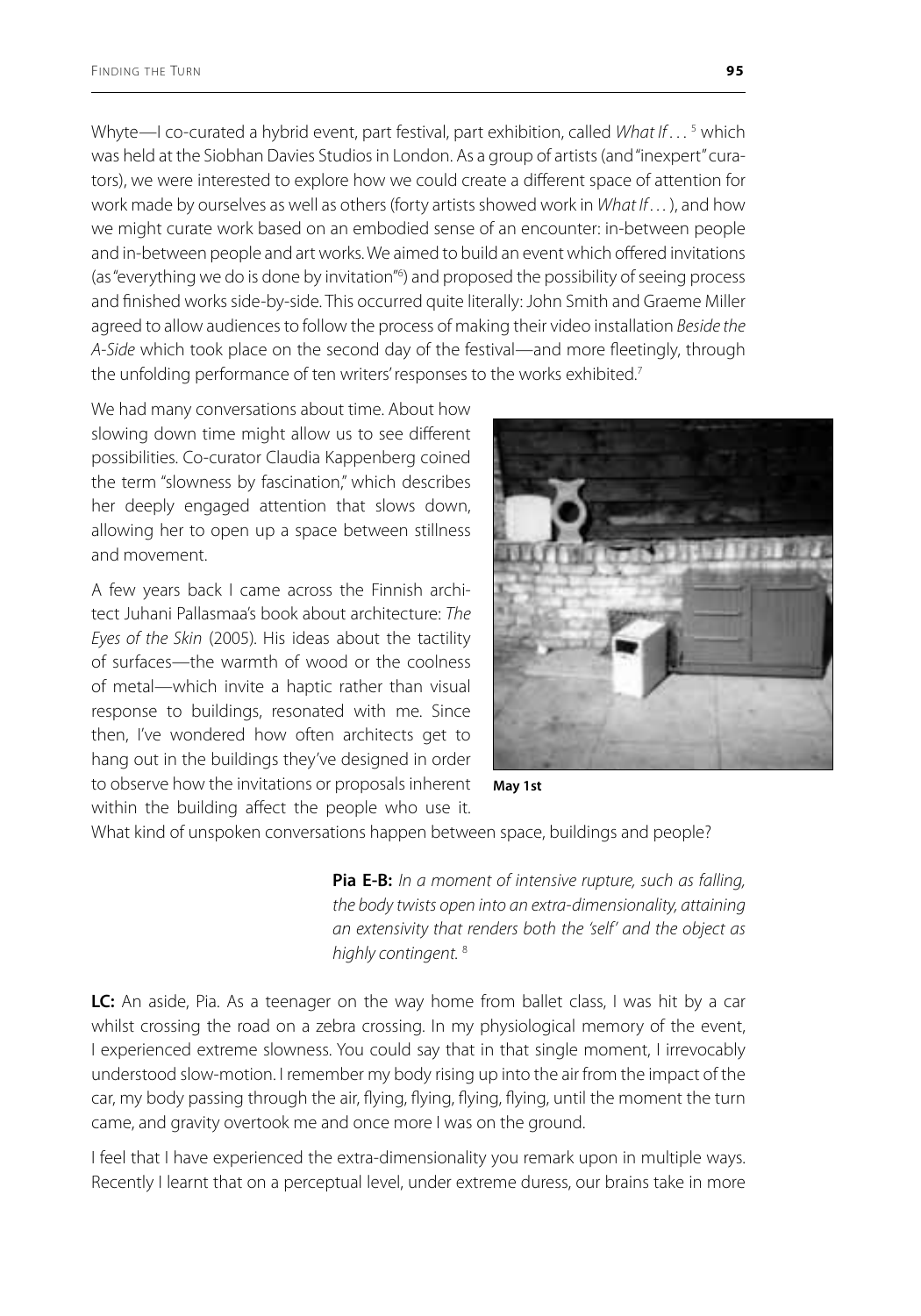Whyte—I co-curated a hybrid event, part festival, part exhibition, called *What If . . .* [5] which was held at the Siobhan Davies Studios in London. As a group of artists (and "inexpert" curators), we were interested to explore how we could create a different space of attention for work made by ourselves as well as others (forty artists showed work in *What If . . .*), and how we might curate work based on an embodied sense of an encounter: in-between people and in-between people and art works. We aimed to build an event which offered invitations (as "everything we do is done by invitation"[6]) and proposed the possibility of seeing process and finished works side-by-side. This occurred quite literally: John Smith and Graeme Miller agreed to allow audiences to follow the process of making their video installation *Beside the A-Side* which took place on the second day of the festival—and more fleetingly, through the unfolding performance of ten writers' responses to the works exhibited.[7]

We had many conversations about time. About how slowing down time might allow us to see different possibilities. Co-curator Claudia Kappenberg coined the term "slowness by fascination," which describes her deeply engaged attention that slows down, allowing her to open up a space between stillness and movement.

A few years back I came across the Finnish architect Juhani Pallasmaa's book about architecture: *The Eyes of the Skin* (2005). His ideas about the tactility of surfaces—the warmth of wood or the coolness of metal—which invite a haptic rather than visual response to buildings, resonated with me. Since then, I've wondered how often architects get to hang out in the buildings they've designed in order to observe how the invitations or proposals inherent within the building affect the people who use it. What kind of unspoken conversations happen between space, buildings and people?

**May 1st**

**Pia E-B:** *In a moment of intensive rupture, such as falling, the body twists open into an extra-dimensionality, attaining an extensivity that renders both the 'self' and the object as highly contingent.* [8]

**LC:** An aside, Pia. As a teenager on the way home from ballet class, I was hit by a car whilst crossing the road on a zebra crossing. In my physiological memory of the event, I experienced extreme slowness. You could say that in that single moment, I irrevocably understood slow-motion. I remember my body rising up into the air from the impact of the car, my body passing through the air, flying, flying, flying, flying, until the moment the turn came, and gravity overtook me and once more I was on the ground.

I feel that I have experienced the extra-dimensionality you remark upon in multiple ways. Recently I learnt that on a perceptual level, under extreme duress, our brains take in more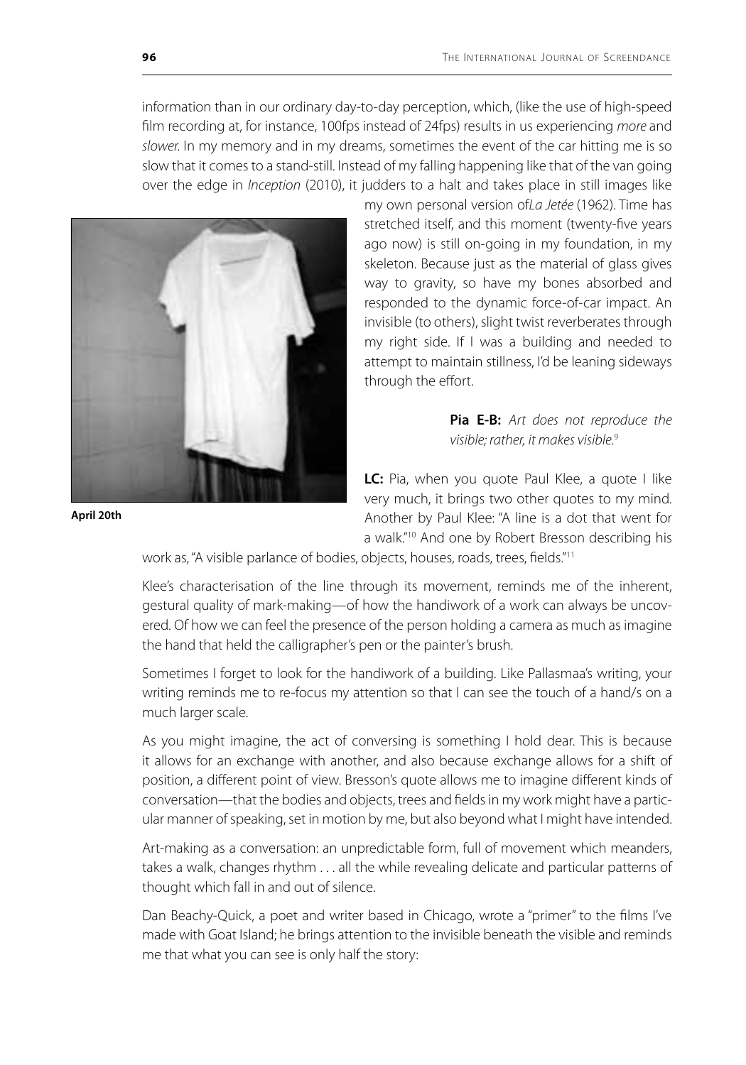information than in our ordinary day-to-day perception, which, (like the use of high-speed film recording at, for instance, 100fps instead of 24fps) results in us experiencing *more* and *slower*. In my memory and in my dreams, sometimes the event of the car hitting me is so slow that it comes to a stand-still. Instead of my falling happening like that of the van going over the edge in *Inception* (2010), it judders to a halt and takes place in still images like my own personal version of*La Jetée* (1962). Time has stretched itself, and this moment (twenty-five years ago now) is still on-going in my foundation, in my skeleton. Because just as the material of glass gives way to gravity, so have my bones absorbed and responded to the dynamic force-of-car impact. An invisible (to others), slight twist reverberates through my right side. If I was a building and needed to attempt to maintain stillness, I'd be leaning sideways through the effort.

**April 20th**

**Pia E-B:** *Art does not reproduce the visible; rather, it makes visible.*[9]

**LC:** Pia, when you quote Paul Klee, a quote I like very much, it brings two other quotes to my mind. Another by Paul Klee: "A line is a dot that went for a walk."[10] And one by Robert Bresson describing his work as, "A visible parlance of bodies, objects, houses, roads, trees, fields."[11]

Klee's characterisation of the line through its movement, reminds me of the inherent, gestural quality of mark-making—of how the handiwork of a work can always be uncovered. Of how we can feel the presence of the person holding a camera as much as imagine the hand that held the calligrapher's pen or the painter's brush.

Sometimes I forget to look for the handiwork of a building. Like Pallasmaa's writing, your writing reminds me to re-focus my attention so that I can see the touch of a hand/s on a much larger scale.

As you might imagine, the act of conversing is something I hold dear. This is because it allows for an exchange with another, and also because exchange allows for a shift of position, a different point of view. Bresson's quote allows me to imagine different kinds of conversation—that the bodies and objects, trees and fields in my work might have a particular manner of speaking, set in motion by me, but also beyond what I might have intended.

Art-making as a conversation: an unpredictable form, full of movement which meanders, takes a walk, changes rhythm . . . all the while revealing delicate and particular patterns of thought which fall in and out of silence.

Dan Beachy-Quick, a poet and writer based in Chicago, wrote a "primer" to the films I've made with Goat Island; he brings attention to the invisible beneath the visible and reminds me that what you can see is only half the story: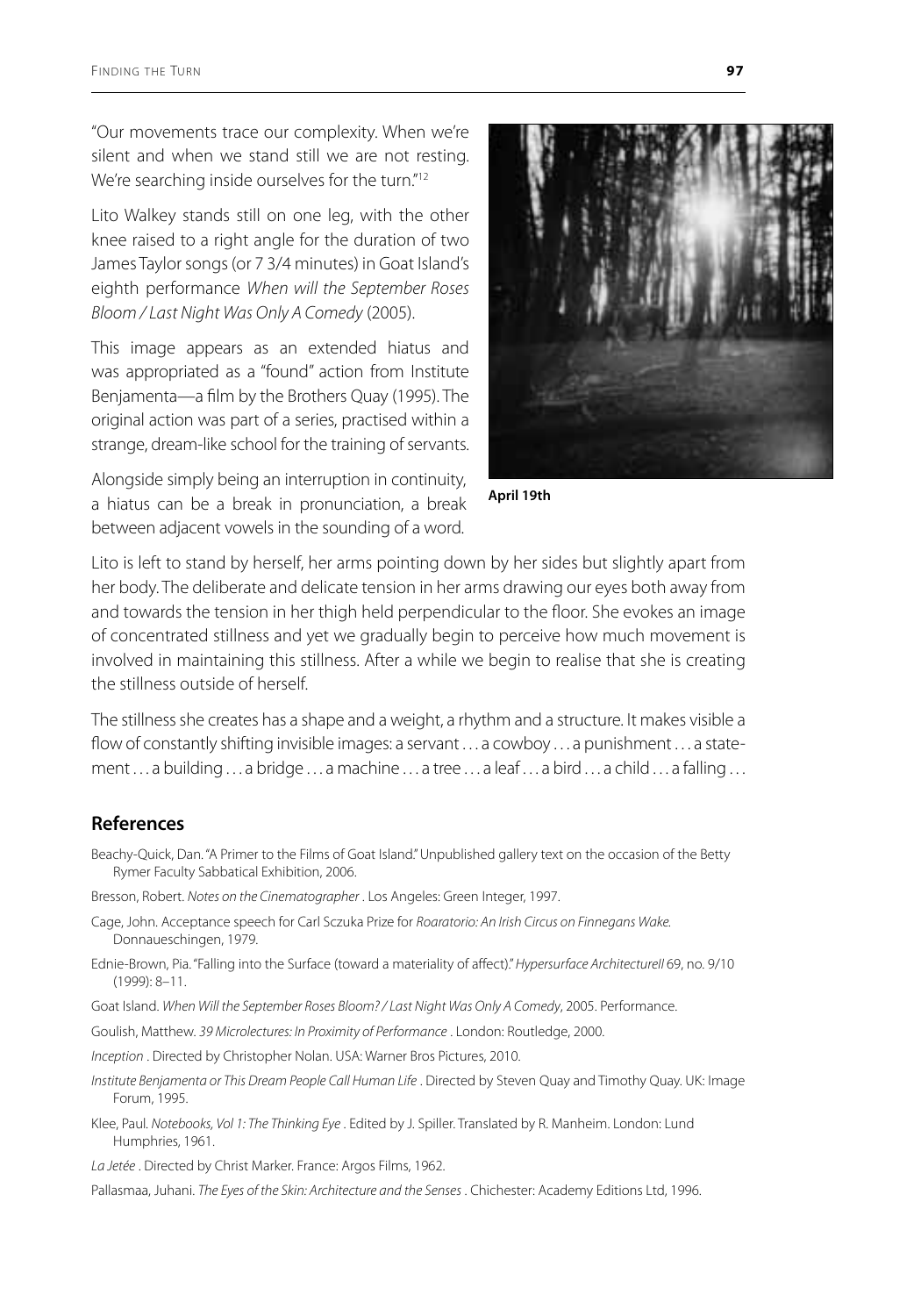"Our movements trace our complexity. When we're silent and when we stand still we are not resting. We're searching inside ourselves for the turn."[12]

Lito Walkey stands still on one leg, with the other knee raised to a right angle for the duration of two James Taylor songs (or 7 3/4 minutes) in Goat Island's eighth performance *When will the September Roses Bloom / Last Night Was Only A Comedy* (2005).

This image appears as an extended hiatus and was appropriated as a "found" action from Institute Benjamenta—a film by the Brothers Quay (1995). The original action was part of a series, practised within a strange, dream-like school for the training of servants.

Alongside simply being an interruption in continuity, a hiatus can be a break in pronunciation, a break between adjacent vowels in the sounding of a word.

**April 19th**

Lito is left to stand by herself, her arms pointing down by her sides but slightly apart from her body. The deliberate and delicate tension in her arms drawing our eyes both away from and towards the tension in her thigh held perpendicular to the floor. She evokes an image of concentrated stillness and yet we gradually begin to perceive how much movement is involved in maintaining this stillness. After a while we begin to realise that she is creating the stillness outside of herself.

The stillness she creates has a shape and a weight, a rhythm and a structure. It makes visible a flow of constantly shifting invisible images: a servant . . . a cowboy . . . a punishment . . . a statement . . . a building . . . a bridge . . . a machine . . . a tree . . . a leaf . . . a bird . . . a child . . . a falling . . .

## References

Beachy-Quick, Dan. "A Primer to the Films of Goat Island." Unpublished gallery text on the occasion of the Betty Rymer Faculty Sabbatical Exhibition, 2006.

Bresson, Robert. *Notes on the Cinematographer* . Los Angeles: Green Integer, 1997.

Cage, John. Acceptance speech for Carl Sczuka Prize for *Roaratorio: An Irish Circus on Finnegans Wake.* Donnaueschingen, 1979.

Ednie-Brown, Pia. "Falling into the Surface (toward a materiality of affect)." *Hypersurface ArchitectureII* 69, no. 9/10 (1999): 8–11.

Goat Island. *When Will the September Roses Bloom? / Last Night Was Only A Comedy*, 2005. Performance.

Goulish, Matthew. *39 Microlectures: In Proximity of Performance* . London: Routledge, 2000.

*Inception* . Directed by Christopher Nolan. USA: Warner Bros Pictures, 2010.

*Institute Benjamenta or This Dream People Call Human Life* . Directed by Steven Quay and Timothy Quay. UK: Image Forum, 1995.

Klee, Paul. *Notebooks, Vol 1: The Thinking Eye* . Edited by J. Spiller. Translated by R. Manheim. London: Lund Humphries, 1961.

*La Jetée* . Directed by Christ Marker. France: Argos Films, 1962.

Pallasmaa, Juhani. *The Eyes of the Skin: Architecture and the Senses* . Chichester: Academy Editions Ltd, 1996.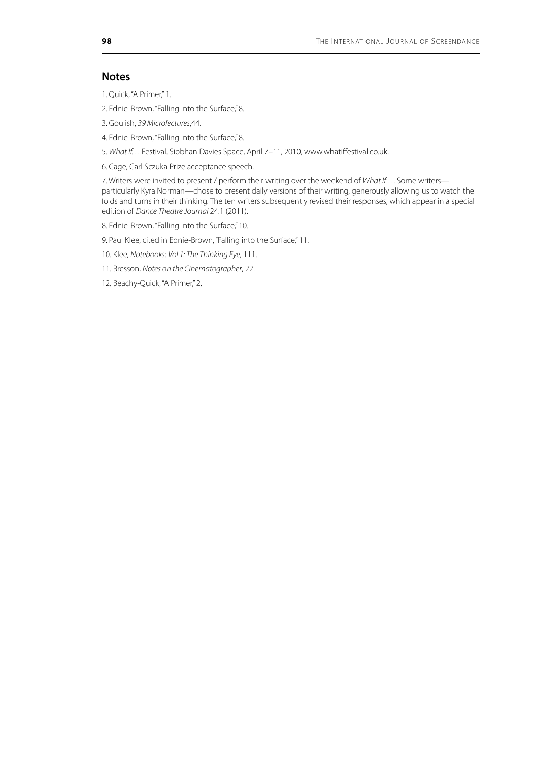## Notes

1. Quick, "A Primer," 1.

2. Ednie-Brown, "Falling into the Surface," 8.

3. Goulish, *39 Microlectures*,44.

4. Ednie-Brown, "Falling into the Surface," 8.

5. *What If. . .* Festival. Siobhan Davies Space, April 7–11, 2010, www.whatiffestival.co.uk.

6. Cage, Carl Sczuka Prize acceptance speech.

7. Writers were invited to present / perform their writing over the weekend of *What If* . . . Some writers—particularly Kyra Norman—chose to present daily versions of their writing, generously allowing us to watch the folds and turns in their thinking. The ten writers subsequently revised their responses, which appear in a special edition of *Dance Theatre Journal* 24.1 (2011).

8. Ednie-Brown, "Falling into the Surface," 10.

9. Paul Klee, cited in Ednie-Brown, "Falling into the Surface," 11.

10. Klee, *Notebooks: Vol 1: The Thinking Eye*, 111.

11. Bresson, *Notes on the Cinematographer*, 22.

12. Beachy-Quick, "A Primer," 2.